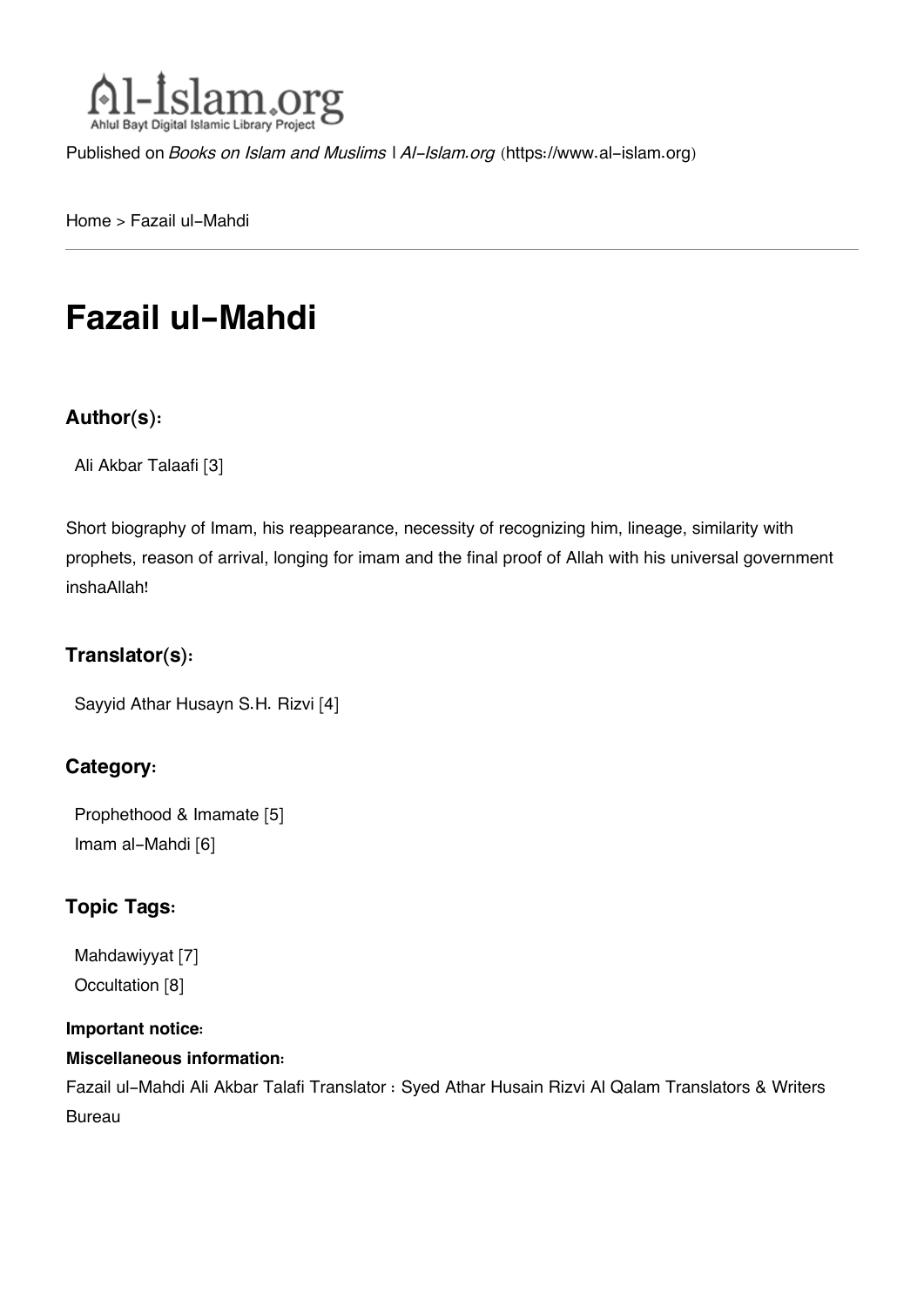Published on *Books on Islam and Muslims | Al-Islam.org* (https://www.al-islam.org)

Home > Fazail ul-Mahdi

# Fazail ul-Mahdi

### Author(s):

Ali Akbar Talaafi [3]

Short biography of Imam, his reappearance, necessity of recognizing him, lineage, similarity with prophets, reason of arrival, longing for imam and the final proof of Allah with his universal government inshaAllah!

### Translator(s):

Sayyid Athar Husayn S.H. Rizvi [4]

### Category:

Prophethood & Imamate [5]
Imam al-Mahdi [6]

### Topic Tags:

Mahdawiyyat [7]
Occultation [8]

**Important notice:**

**Miscellaneous information:**

Fazail ul-Mahdi Ali Akbar Talafi Translator : Syed Athar Husain Rizvi Al Qalam Translators & Writers Bureau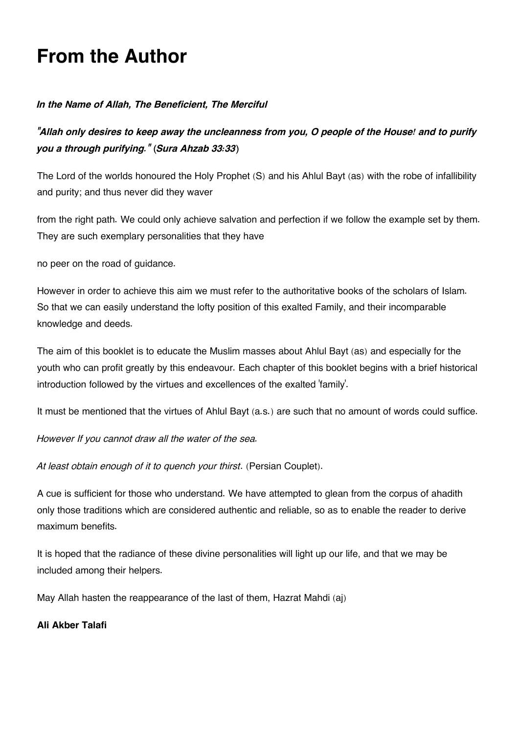# From the Author

***In the Name of Allah, The Beneficient, The Merciful***

***"Allah only desires to keep away the uncleanness from you, O people of the House! and to purify you a through purifying." (Sura Ahzab 33:33)***

The Lord of the worlds honoured the Holy Prophet (S) and his Ahlul Bayt (as) with the robe of infallibility and purity; and thus never did they waver from the right path. We could only achieve salvation and perfection if we follow the example set by them. They are such exemplary personalities that they have no peer on the road of guidance.

However in order to achieve this aim we must refer to the authoritative books of the scholars of Islam. So that we can easily understand the lofty position of this exalted Family, and their incomparable knowledge and deeds.

The aim of this booklet is to educate the Muslim masses about Ahlul Bayt (as) and especially for the youth who can profit greatly by this endeavour. Each chapter of this booklet begins with a brief historical introduction followed by the virtues and excellences of the exalted 'family'.

It must be mentioned that the virtues of Ahlul Bayt (a.s.) are such that no amount of words could suffice.

*However If you cannot draw all the water of the sea.*

*At least obtain enough of it to quench your thirst*. (Persian Couplet).

A cue is sufficient for those who understand. We have attempted to glean from the corpus of ahadith only those traditions which are considered authentic and reliable, so as to enable the reader to derive maximum benefits.

It is hoped that the radiance of these divine personalities will light up our life, and that we may be included among their helpers.

May Allah hasten the reappearance of the last of them, Hazrat Mahdi (aj)

**Ali Akber Talafi**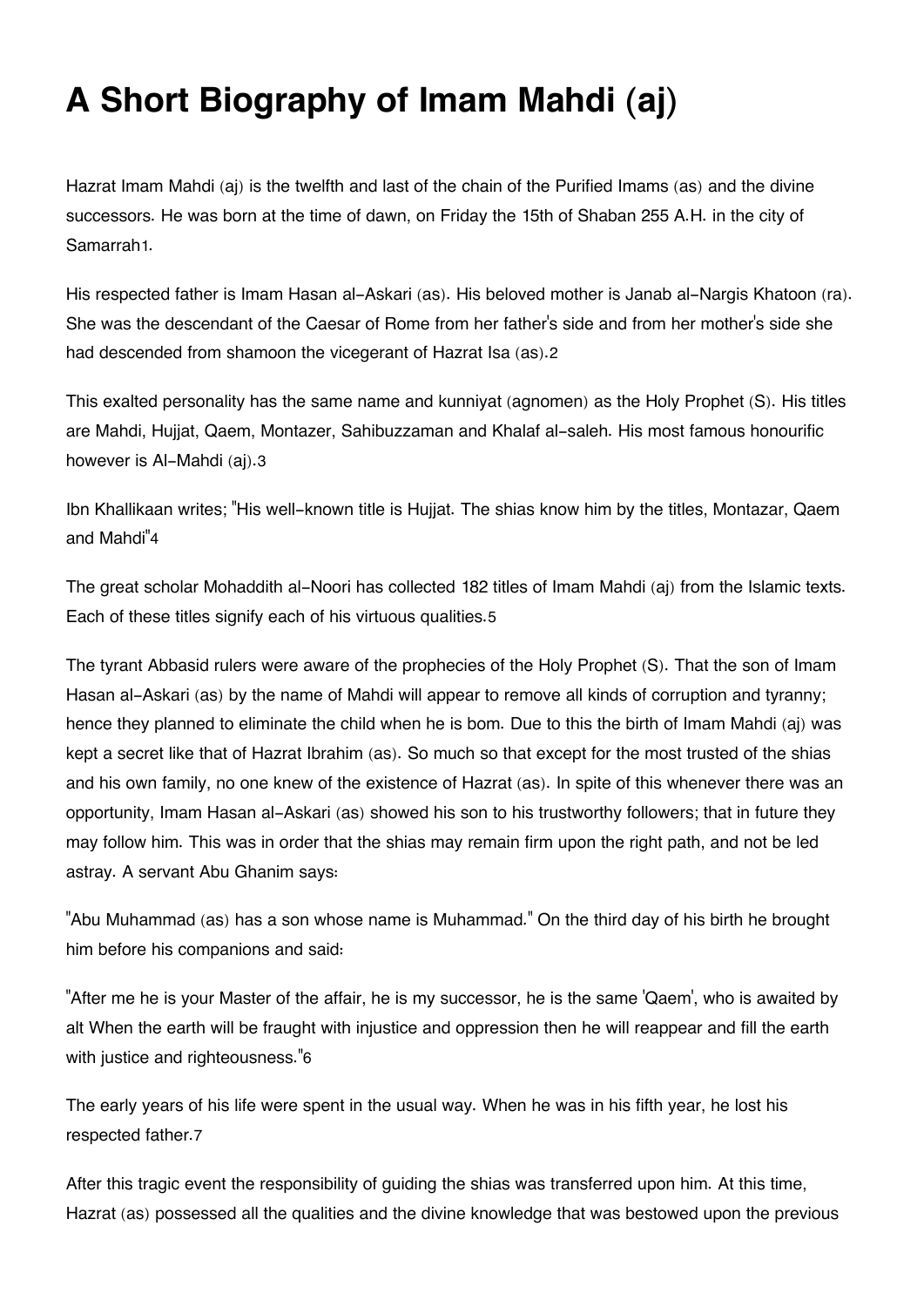# A Short Biography of Imam Mahdi (aj)

Hazrat Imam Mahdi (aj) is the twelfth and last of the chain of the Purified Imams (as) and the divine successors. He was born at the time of dawn, on Friday the 15th of Shaban 255 A.H. in the city of Samarrah[1].

His respected father is Imam Hasan al-Askari (as). His beloved mother is Janab al-Nargis Khatoon (ra). She was the descendant of the Caesar of Rome from her father's side and from her mother's side she had descended from shamoon the vicegerant of Hazrat Isa (as).[2]

This exalted personality has the same name and kunniyat (agnomen) as the Holy Prophet (S). His titles are Mahdi, Hujjat, Qaem, Montazer, Sahibuzzaman and Khalaf al-saleh. His most famous honourific however is Al-Mahdi (aj).[3]

Ibn Khallikaan writes; "His well-known title is Hujjat. The shias know him by the titles, Montazar, Qaem and Mahdi"[4]

The great scholar Mohaddith al-Noori has collected 182 titles of Imam Mahdi (aj) from the Islamic texts. Each of these titles signify each of his virtuous qualities.[5]

The tyrant Abbasid rulers were aware of the prophecies of the Holy Prophet (S). That the son of Imam Hasan al-Askari (as) by the name of Mahdi will appear to remove all kinds of corruption and tyranny; hence they planned to eliminate the child when he is bom. Due to this the birth of Imam Mahdi (aj) was kept a secret like that of Hazrat Ibrahim (as). So much so that except for the most trusted of the shias and his own family, no one knew of the existence of Hazrat (as). In spite of this whenever there was an opportunity, Imam Hasan al-Askari (as) showed his son to his trustworthy followers; that in future they may follow him. This was in order that the shias may remain firm upon the right path, and not be led astray. A servant Abu Ghanim says:

"Abu Muhammad (as) has a son whose name is Muhammad." On the third day of his birth he brought him before his companions and said:

"After me he is your Master of the affair, he is my successor, he is the same 'Qaem', who is awaited by alt When the earth will be fraught with injustice and oppression then he will reappear and fill the earth with justice and righteousness."[6]

The early years of his life were spent in the usual way. When he was in his fifth year, he lost his respected father.[7]

After this tragic event the responsibility of guiding the shias was transferred upon him. At this time, Hazrat (as) possessed all the qualities and the divine knowledge that was bestowed upon the previous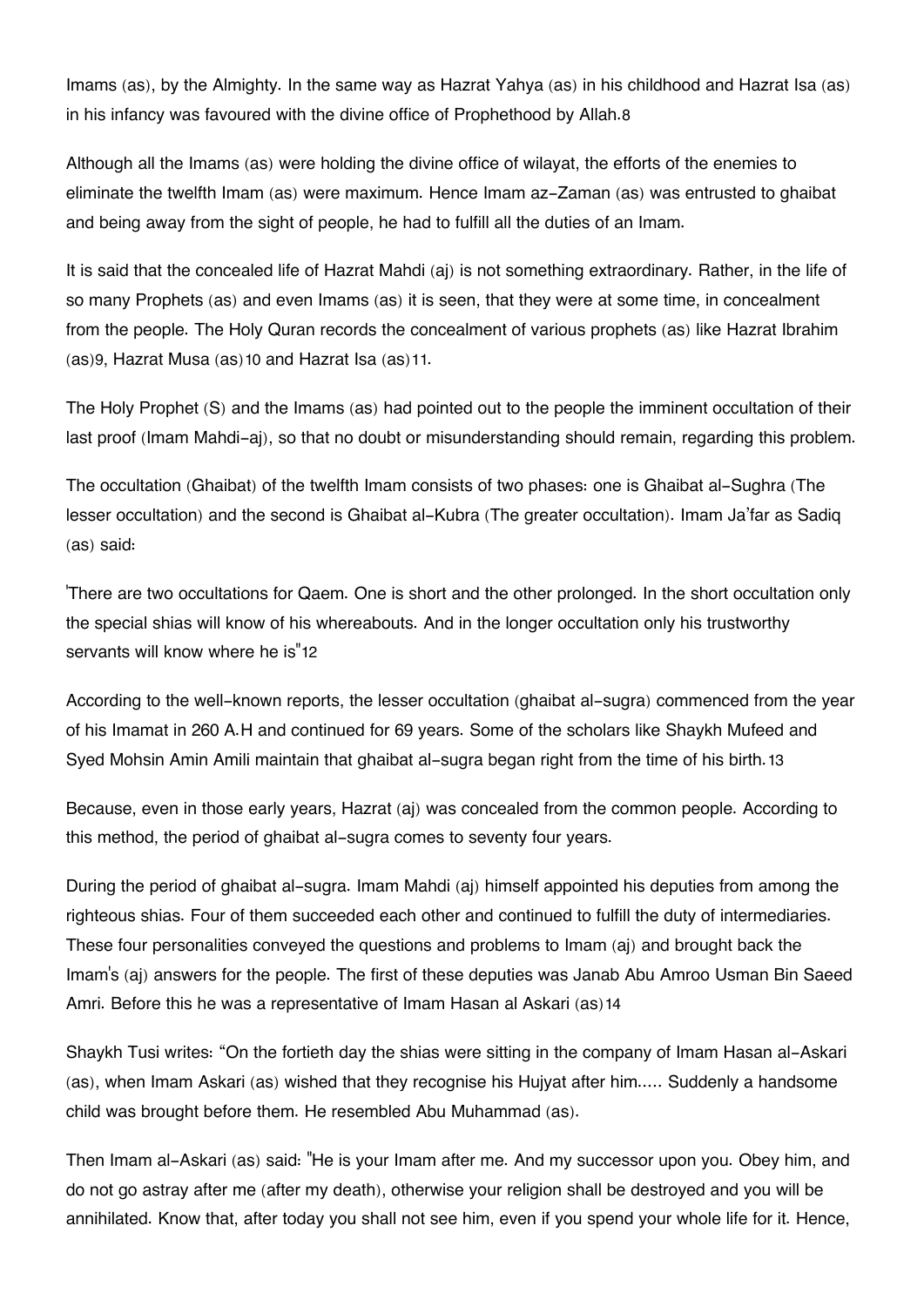Imams (as), by the Almighty. In the same way as Hazrat Yahya (as) in his childhood and Hazrat Isa (as) in his infancy was favoured with the divine office of Prophethood by Allah.[8]

Although all the Imams (as) were holding the divine office of wilayat, the efforts of the enemies to eliminate the twelfth Imam (as) were maximum. Hence Imam az-Zaman (as) was entrusted to ghaibat and being away from the sight of people, he had to fulfill all the duties of an Imam.

It is said that the concealed life of Hazrat Mahdi (aj) is not something extraordinary. Rather, in the life of so many Prophets (as) and even Imams (as) it is seen, that they were at some time, in concealment from the people. The Holy Quran records the concealment of various prophets (as) like Hazrat Ibrahim (as)[9], Hazrat Musa (as)[10] and Hazrat Isa (as)[11].

The Holy Prophet (S) and the Imams (as) had pointed out to the people the imminent occultation of their last proof (Imam Mahdi-aj), so that no doubt or misunderstanding should remain, regarding this problem.

The occultation (Ghaibat) of the twelfth Imam consists of two phases: one is Ghaibat al-Sughra (The lesser occultation) and the second is Ghaibat al-Kubra (The greater occultation). Imam Ja'far as Sadiq (as) said:

'There are two occultations for Qaem. One is short and the other prolonged. In the short occultation only the special shias will know of his whereabouts. And in the longer occultation only his trustworthy servants will know where he is"[12]

According to the well-known reports, the lesser occultation (ghaibat al-sugra) commenced from the year of his Imamat in 260 A.H and continued for 69 years. Some of the scholars like Shaykh Mufeed and Syed Mohsin Amin Amili maintain that ghaibat al-sugra began right from the time of his birth.[13]

Because, even in those early years, Hazrat (aj) was concealed from the common people. According to this method, the period of ghaibat al-sugra comes to seventy four years.

During the period of ghaibat al-sugra. Imam Mahdi (aj) himself appointed his deputies from among the righteous shias. Four of them succeeded each other and continued to fulfill the duty of intermediaries. These four personalities conveyed the questions and problems to Imam (aj) and brought back the Imam's (aj) answers for the people. The first of these deputies was Janab Abu Amroo Usman Bin Saeed Amri. Before this he was a representative of Imam Hasan al Askari (as)[14]

Shaykh Tusi writes: "On the fortieth day the shias were sitting in the company of Imam Hasan al-Askari (as), when Imam Askari (as) wished that they recognise his Hujyat after him..... Suddenly a handsome child was brought before them. He resembled Abu Muhammad (as).

Then Imam al-Askari (as) said: "He is your Imam after me. And my successor upon you. Obey him, and do not go astray after me (after my death), otherwise your religion shall be destroyed and you will be annihilated. Know that, after today you shall not see him, even if you spend your whole life for it. Hence,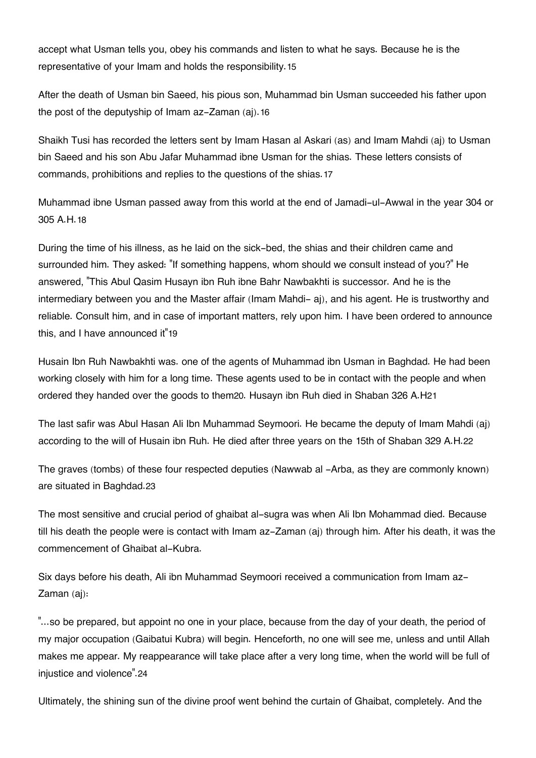accept what Usman tells you, obey his commands and listen to what he says. Because he is the representative of your Imam and holds the responsibility.[15]

After the death of Usman bin Saeed, his pious son, Muhammad bin Usman succeeded his father upon the post of the deputyship of Imam az-Zaman (aj).[16]

Shaikh Tusi has recorded the letters sent by Imam Hasan al Askari (as) and Imam Mahdi (aj) to Usman bin Saeed and his son Abu Jafar Muhammad ibne Usman for the shias. These letters consists of commands, prohibitions and replies to the questions of the shias.[17]

Muhammad ibne Usman passed away from this world at the end of Jamadi-ul-Awwal in the year 304 or 305 A.H.[18]

During the time of his illness, as he laid on the sick-bed, the shias and their children came and surrounded him. They asked: "If something happens, whom should we consult instead of you?" He answered, "This Abul Qasim Husayn ibn Ruh ibne Bahr Nawbakhti is successor. And he is the intermediary between you and the Master affair (Imam Mahdi- aj), and his agent. He is trustworthy and reliable. Consult him, and in case of important matters, rely upon him. I have been ordered to announce this, and I have announced it"[19]

Husain Ibn Ruh Nawbakhti was. one of the agents of Muhammad ibn Usman in Baghdad. He had been working closely with him for a long time. These agents used to be in contact with the people and when ordered they handed over the goods to them[20]. Husayn ibn Ruh died in Shaban 326 A.H[21]

The last safir was Abul Hasan Ali Ibn Muhammad Seymoori. He became the deputy of Imam Mahdi (aj) according to the will of Husain ibn Ruh. He died after three years on the 15th of Shaban 329 A.H.[22]

The graves (tombs) of these four respected deputies (Nawwab al -Arba, as they are commonly known) are situated in Baghdad.[23]

The most sensitive and crucial period of ghaibat al-sugra was when Ali Ibn Mohammad died. Because till his death the people were is contact with Imam az-Zaman (aj) through him. After his death, it was the commencement of Ghaibat al-Kubra.

Six days before his death, Ali ibn Muhammad Seymoori received a communication from Imam az-Zaman (aj):

"...so be prepared, but appoint no one in your place, because from the day of your death, the period of my major occupation (Gaibatui Kubra) will begin. Henceforth, no one will see me, unless and until Allah makes me appear. My reappearance will take place after a very long time, when the world will be full of injustice and violence".[24]

Ultimately, the shining sun of the divine proof went behind the curtain of Ghaibat, completely. And the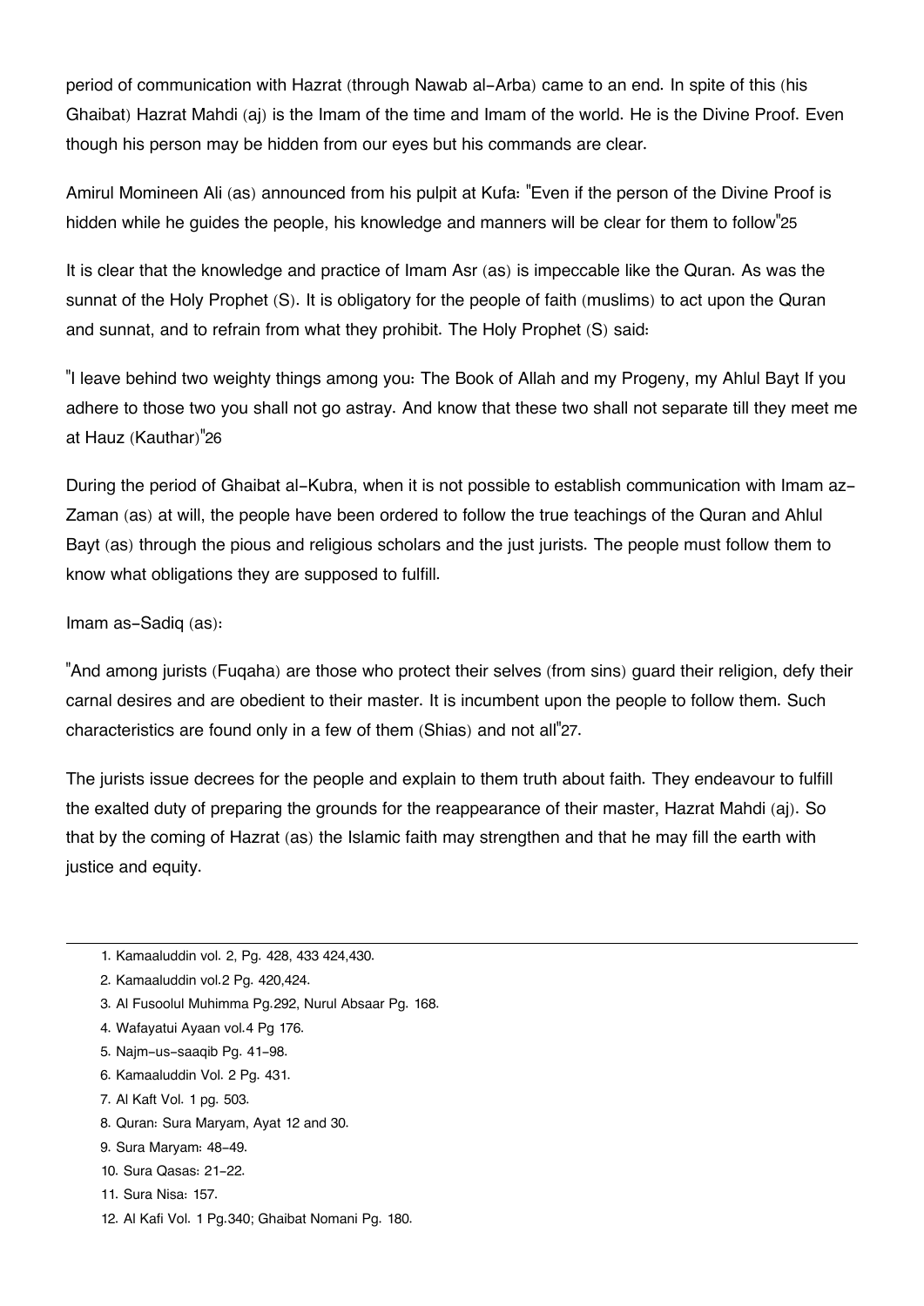period of communication with Hazrat (through Nawab al-Arba) came to an end. In spite of this (his Ghaibat) Hazrat Mahdi (aj) is the Imam of the time and Imam of the world. He is the Divine Proof. Even though his person may be hidden from our eyes but his commands are clear.

Amirul Momineen Ali (as) announced from his pulpit at Kufa: "Even if the person of the Divine Proof is hidden while he guides the people, his knowledge and manners will be clear for them to follow"[25]

It is clear that the knowledge and practice of Imam Asr (as) is impeccable like the Quran. As was the sunnat of the Holy Prophet (S). It is obligatory for the people of faith (muslims) to act upon the Quran and sunnat, and to refrain from what they prohibit. The Holy Prophet (S) said:

"I leave behind two weighty things among you: The Book of Allah and my Progeny, my Ahlul Bayt If you adhere to those two you shall not go astray. And know that these two shall not separate till they meet me at Hauz (Kauthar)"[26]

During the period of Ghaibat al-Kubra, when it is not possible to establish communication with Imam az-Zaman (as) at will, the people have been ordered to follow the true teachings of the Quran and Ahlul Bayt (as) through the pious and religious scholars and the just jurists. The people must follow them to know what obligations they are supposed to fulfill.

Imam as-Sadiq (as):

"And among jurists (Fuqaha) are those who protect their selves (from sins) guard their religion, defy their carnal desires and are obedient to their master. It is incumbent upon the people to follow them. Such characteristics are found only in a few of them (Shias) and not all"[27].

The jurists issue decrees for the people and explain to them truth about faith. They endeavour to fulfill the exalted duty of preparing the grounds for the reappearance of their master, Hazrat Mahdi (aj). So that by the coming of Hazrat (as) the Islamic faith may strengthen and that he may fill the earth with justice and equity.

---

1. Kamaaluddin vol. 2, Pg. 428, 433 424,430.
2. Kamaaluddin vol.2 Pg. 420,424.
3. Al Fusoolul Muhimma Pg.292, Nurul Absaar Pg. 168.
4. Wafayatui Ayaan vol.4 Pg 176.
5. Najm-us-saaqib Pg. 41-98.
6. Kamaaluddin Vol. 2 Pg. 431.
7. Al Kaft Vol. 1 pg. 503.
8. Quran: Sura Maryam, Ayat 12 and 30.
9. Sura Maryam: 48-49.
10. Sura Qasas: 21-22.
11. Sura Nisa: 157.
12. Al Kafi Vol. 1 Pg.340; Ghaibat Nomani Pg. 180.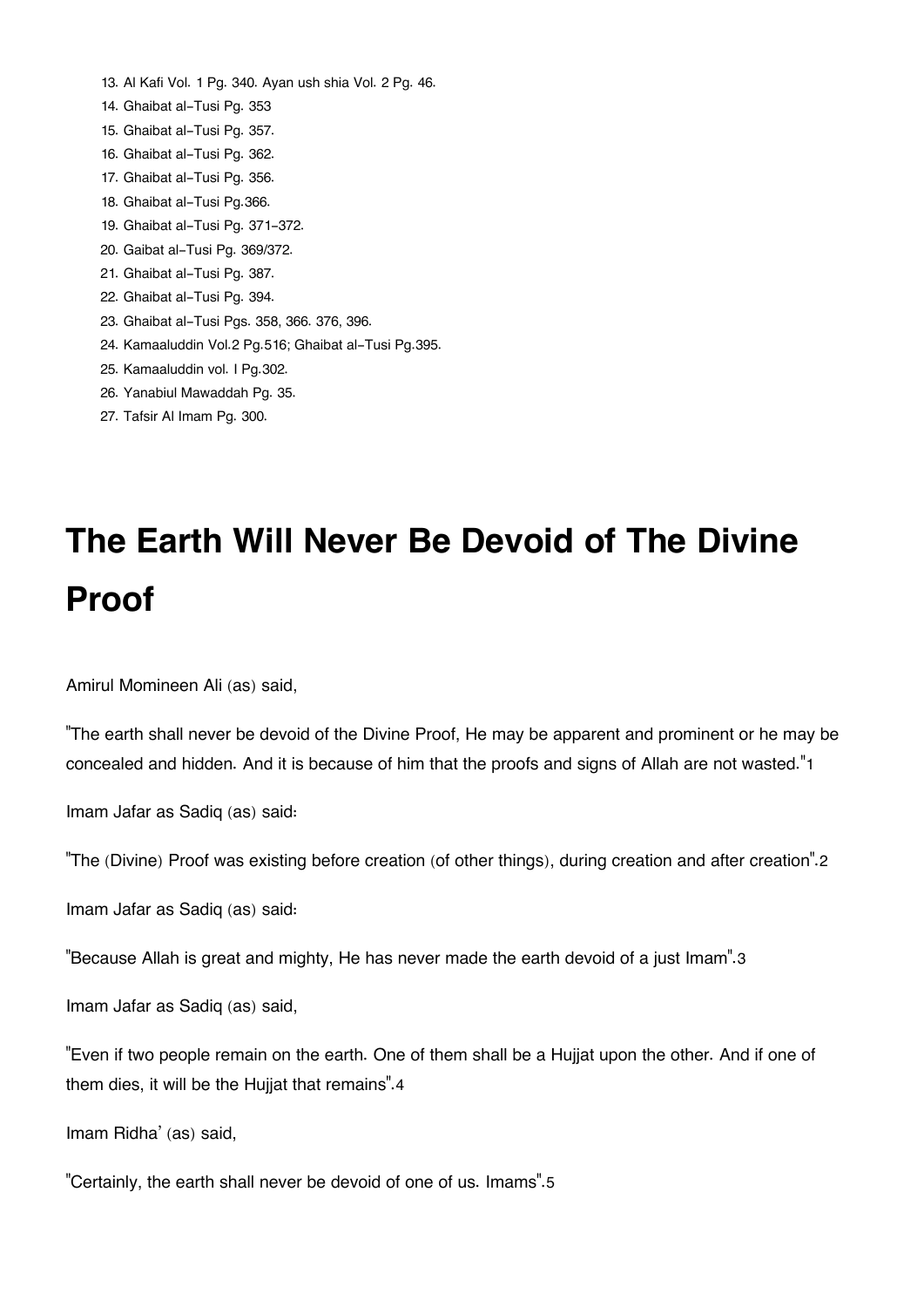13. Al Kafi Vol. 1 Pg. 340. Ayan ush shia Vol. 2 Pg. 46.
14. Ghaibat al-Tusi Pg. 353
15. Ghaibat al-Tusi Pg. 357.
16. Ghaibat al-Tusi Pg. 362.
17. Ghaibat al-Tusi Pg. 356.
18. Ghaibat al-Tusi Pg.366.
19. Ghaibat al-Tusi Pg. 371-372.
20. Gaibat al-Tusi Pg. 369/372.
21. Ghaibat al-Tusi Pg. 387.
22. Ghaibat al-Tusi Pg. 394.
23. Ghaibat al-Tusi Pgs. 358, 366. 376, 396.
24. Kamaaluddin Vol.2 Pg.516; Ghaibat al-Tusi Pg.395.
25. Kamaaluddin vol. I Pg.302.
26. Yanabiul Mawaddah Pg. 35.
27. Tafsir Al Imam Pg. 300.

# The Earth Will Never Be Devoid of The Divine Proof

Amirul Momineen Ali (as) said,

"The earth shall never be devoid of the Divine Proof, He may be apparent and prominent or he may be concealed and hidden. And it is because of him that the proofs and signs of Allah are not wasted."[1]

Imam Jafar as Sadiq (as) said:

"The (Divine) Proof was existing before creation (of other things), during creation and after creation".[2]

Imam Jafar as Sadiq (as) said:

"Because Allah is great and mighty, He has never made the earth devoid of a just Imam".[3]

Imam Jafar as Sadiq (as) said,

"Even if two people remain on the earth. One of them shall be a Hujjat upon the other. And if one of them dies, it will be the Hujjat that remains".[4]

Imam Ridha' (as) said,

"Certainly, the earth shall never be devoid of one of us. Imams".[5]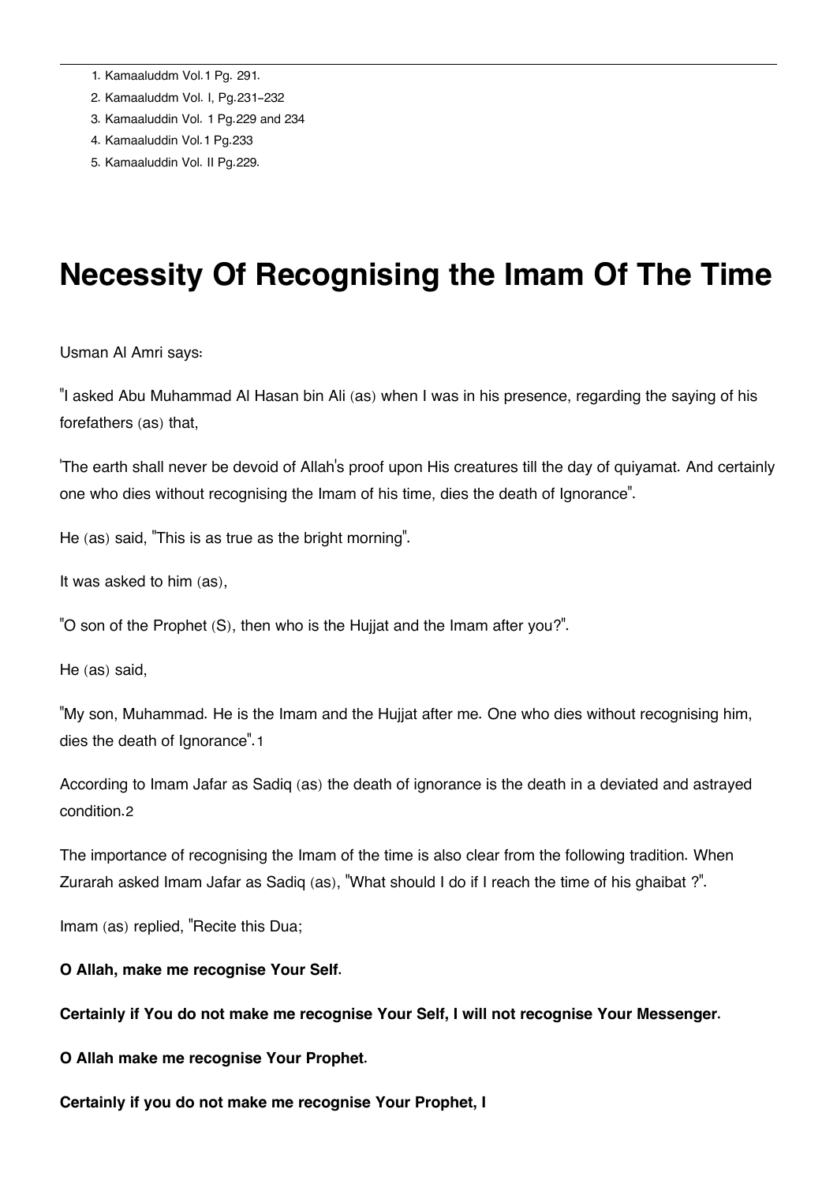1. Kamaaluddm Vol.1 Pg. 291.
2. Kamaaluddm Vol. I, Pg.231-232
3. Kamaaluddin Vol. 1 Pg.229 and 234
4. Kamaaluddin Vol.1 Pg.233
5. Kamaaluddin Vol. II Pg.229.

# Necessity Of Recognising the Imam Of The Time

Usman Al Amri says:

"I asked Abu Muhammad Al Hasan bin Ali (as) when I was in his presence, regarding the saying of his forefathers (as) that,

'The earth shall never be devoid of Allah's proof upon His creatures till the day of quiyamat. And certainly one who dies without recognising the Imam of his time, dies the death of Ignorance".

He (as) said, "This is as true as the bright morning".

It was asked to him (as),

"O son of the Prophet (S), then who is the Hujjat and the Imam after you?".

He (as) said,

"My son, Muhammad. He is the Imam and the Hujjat after me. One who dies without recognising him, dies the death of Ignorance".[1]

According to Imam Jafar as Sadiq (as) the death of ignorance is the death in a deviated and astrayed condition.[2]

The importance of recognising the Imam of the time is also clear from the following tradition. When Zurarah asked Imam Jafar as Sadiq (as), "What should I do if I reach the time of his ghaibat ?".

Imam (as) replied, "Recite this Dua;

**O Allah, make me recognise Your Self.**

**Certainly if You do not make me recognise Your Self, I will not recognise Your Messenger.**

**O Allah make me recognise Your Prophet.**

**Certainly if you do not make me recognise Your Prophet, I**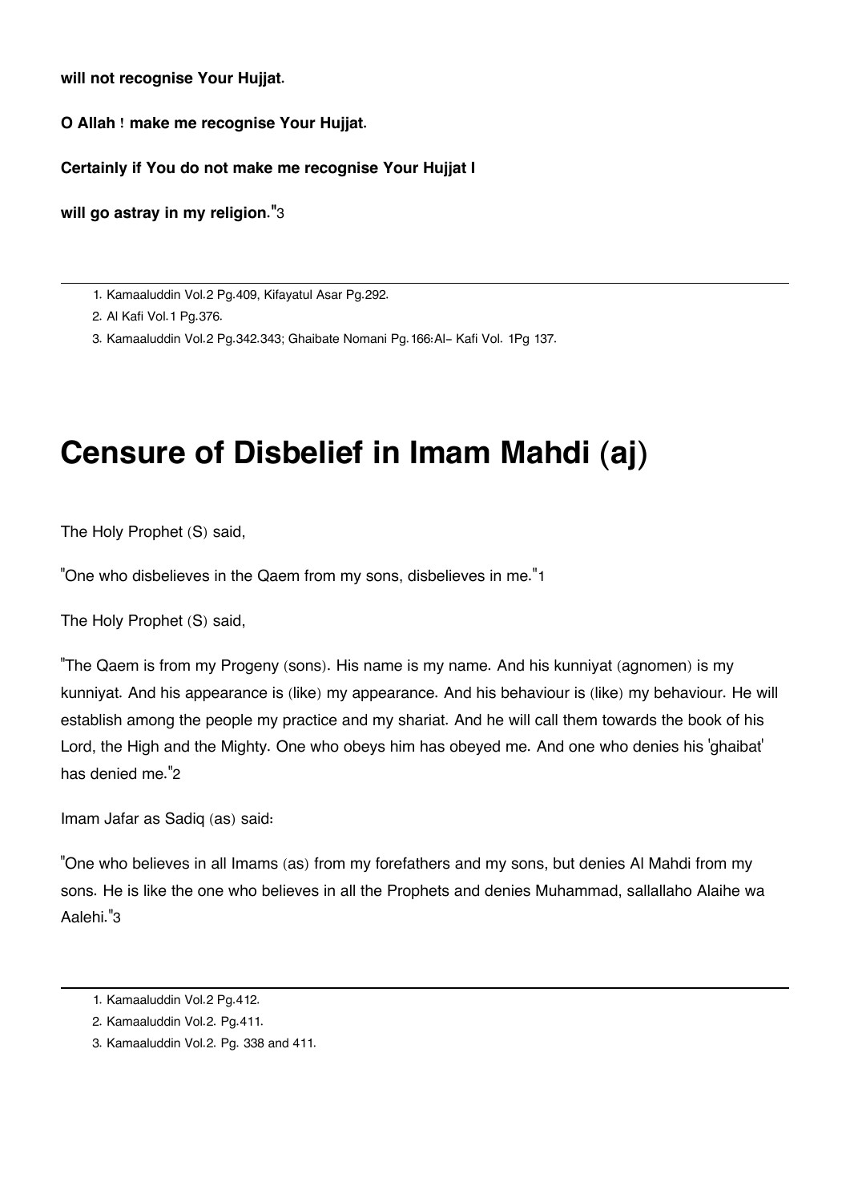**will not recognise Your Hujjat.**

**O Allah ! make me recognise Your Hujjat.**

**Certainly if You do not make me recognise Your Hujjat I**

**will go astray in my religion.**"3

---

1. Kamaaluddin Vol.2 Pg.409, Kifayatul Asar Pg.292.
2. Al Kafi Vol.1 Pg.376.
3. Kamaaluddin Vol.2 Pg.342.343; Ghaibate Nomani Pg.166:Al- Kafi Vol. 1Pg 137.

# Censure of Disbelief in Imam Mahdi (aj)

The Holy Prophet (S) said,

"One who disbelieves in the Qaem from my sons, disbelieves in me."1

The Holy Prophet (S) said,

"The Qaem is from my Progeny (sons). His name is my name. And his kunniyat (agnomen) is my kunniyat. And his appearance is (like) my appearance. And his behaviour is (like) my behaviour. He will establish among the people my practice and my shariat. And he will call them towards the book of his Lord, the High and the Mighty. One who obeys him has obeyed me. And one who denies his 'ghaibat' has denied me."2

Imam Jafar as Sadiq (as) said:

"One who believes in all Imams (as) from my forefathers and my sons, but denies Al Mahdi from my sons. He is like the one who believes in all the Prophets and denies Muhammad, sallallaho Alaihe wa Aalehi."3

---

1. Kamaaluddin Vol.2 Pg.412.
2. Kamaaluddin Vol.2. Pg.411.
3. Kamaaluddin Vol.2. Pg. 338 and 411.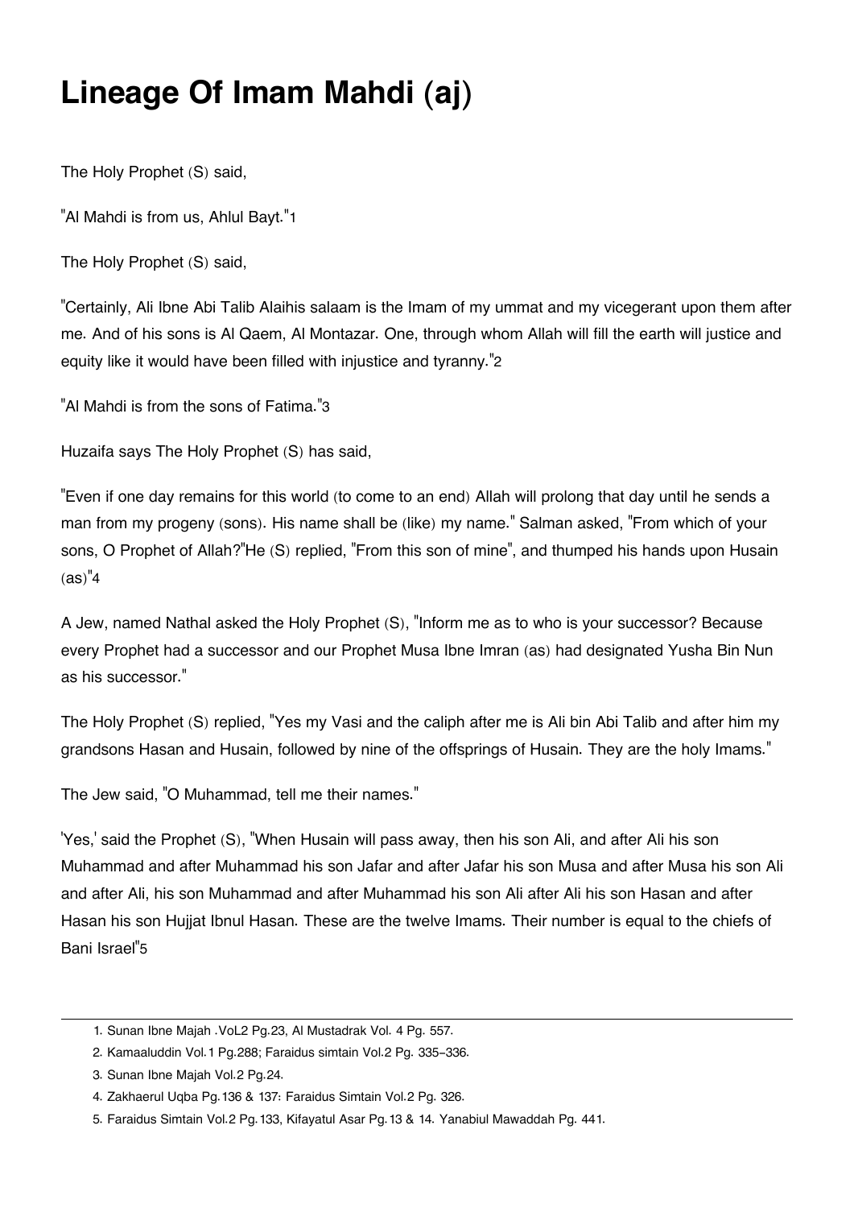# Lineage Of Imam Mahdi (aj)

The Holy Prophet (S) said,

"Al Mahdi is from us, Ahlul Bayt."[1]

The Holy Prophet (S) said,

"Certainly, Ali Ibne Abi Talib Alaihis salaam is the Imam of my ummat and my vicegerant upon them after me. And of his sons is Al Qaem, Al Montazar. One, through whom Allah will fill the earth will justice and equity like it would have been filled with injustice and tyranny."[2]

"Al Mahdi is from the sons of Fatima."[3]

Huzaifa says The Holy Prophet (S) has said,

"Even if one day remains for this world (to come to an end) Allah will prolong that day until he sends a man from my progeny (sons). His name shall be (like) my name." Salman asked, "From which of your sons, O Prophet of Allah?"He (S) replied, "From this son of mine", and thumped his hands upon Husain (as)"[4]

A Jew, named Nathal asked the Holy Prophet (S), "Inform me as to who is your successor? Because every Prophet had a successor and our Prophet Musa Ibne Imran (as) had designated Yusha Bin Nun as his successor."

The Holy Prophet (S) replied, "Yes my Vasi and the caliph after me is Ali bin Abi Talib and after him my grandsons Hasan and Husain, followed by nine of the offsprings of Husain. They are the holy Imams."

The Jew said, "O Muhammad, tell me their names."

'Yes,' said the Prophet (S), "When Husain will pass away, then his son Ali, and after Ali his son Muhammad and after Muhammad his son Jafar and after Jafar his son Musa and after Musa his son Ali and after Ali, his son Muhammad and after Muhammad his son Ali after Ali his son Hasan and after Hasan his son Hujjat Ibnul Hasan. These are the twelve Imams. Their number is equal to the chiefs of Bani Israel"[5]

---

1. Sunan Ibne Majah .VoL2 Pg.23, Al Mustadrak Vol. 4 Pg. 557.
2. Kamaaluddin Vol.1 Pg.288; Faraidus simtain Vol.2 Pg. 335-336.
3. Sunan Ibne Majah Vol.2 Pg.24.
4. Zakhaerul Uqba Pg.136 & 137: Faraidus Simtain Vol.2 Pg. 326.
5. Faraidus Simtain Vol.2 Pg.133, Kifayatul Asar Pg.13 & 14. Yanabiul Mawaddah Pg. 441.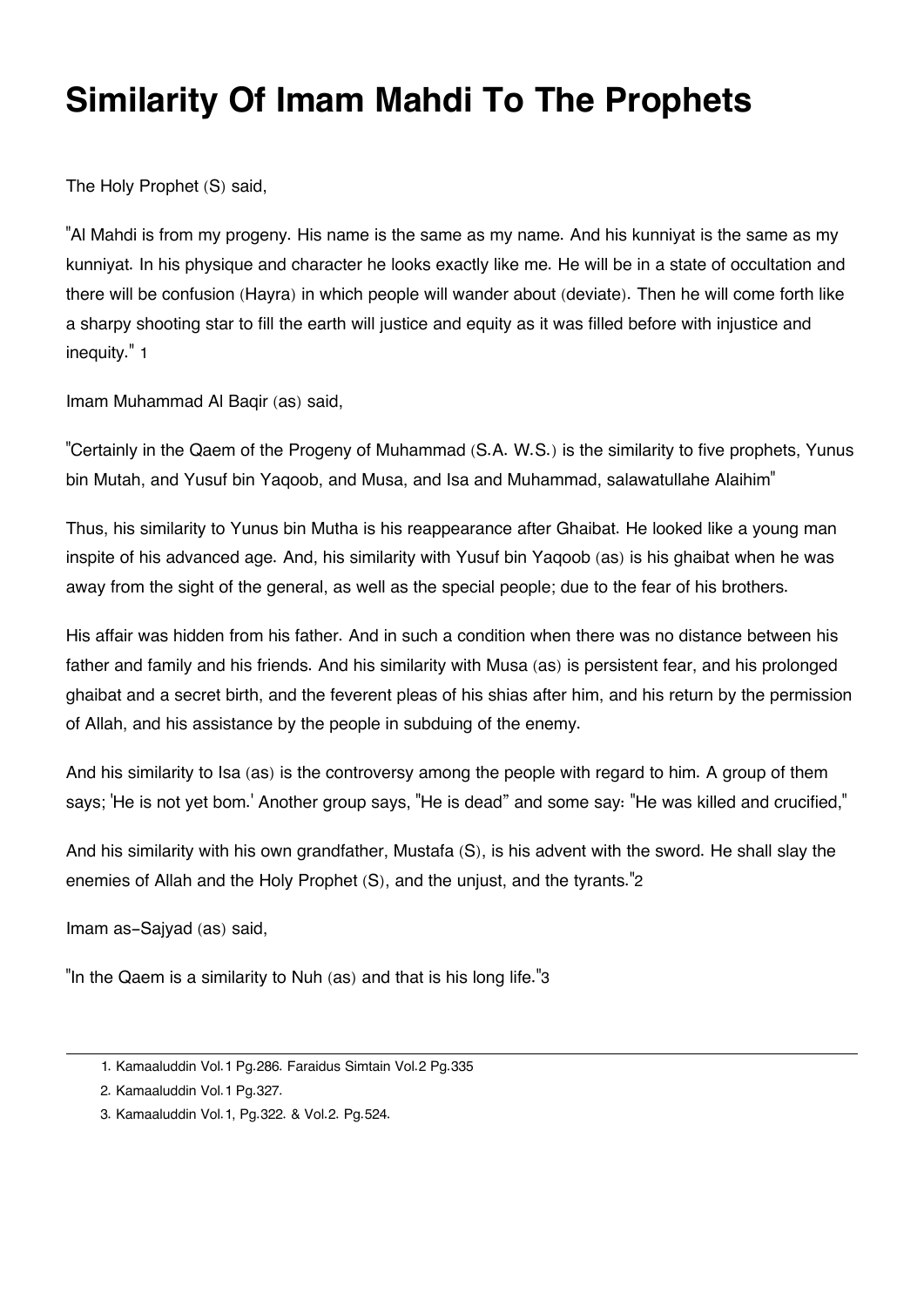# Similarity Of Imam Mahdi To The Prophets

The Holy Prophet (S) said,

"Al Mahdi is from my progeny. His name is the same as my name. And his kunniyat is the same as my kunniyat. In his physique and character he looks exactly like me. He will be in a state of occultation and there will be confusion (Hayra) in which people will wander about (deviate). Then he will come forth like a sharpy shooting star to fill the earth will justice and equity as it was filled before with injustice and inequity." [1]

Imam Muhammad Al Baqir (as) said,

"Certainly in the Qaem of the Progeny of Muhammad (S.A. W.S.) is the similarity to five prophets, Yunus bin Mutah, and Yusuf bin Yaqoob, and Musa, and Isa and Muhammad, salawatullahe Alaihim"

Thus, his similarity to Yunus bin Mutha is his reappearance after Ghaibat. He looked like a young man inspite of his advanced age. And, his similarity with Yusuf bin Yaqoob (as) is his ghaibat when he was away from the sight of the general, as well as the special people; due to the fear of his brothers.

His affair was hidden from his father. And in such a condition when there was no distance between his father and family and his friends. And his similarity with Musa (as) is persistent fear, and his prolonged ghaibat and a secret birth, and the feverent pleas of his shias after him, and his return by the permission of Allah, and his assistance by the people in subduing of the enemy.

And his similarity to Isa (as) is the controversy among the people with regard to him. A group of them says; 'He is not yet bom.' Another group says, "He is dead" and some say: "He was killed and crucified,"

And his similarity with his own grandfather, Mustafa (S), is his advent with the sword. He shall slay the enemies of Allah and the Holy Prophet (S), and the unjust, and the tyrants."[2]

Imam as-Sajyad (as) said,

"In the Qaem is a similarity to Nuh (as) and that is his long life."[3]

---

1. Kamaaluddin Vol.1 Pg.286. Faraidus Simtain Vol.2 Pg.335
2. Kamaaluddin Vol.1 Pg.327.
3. Kamaaluddin Vol.1, Pg.322. & Vol.2. Pg.524.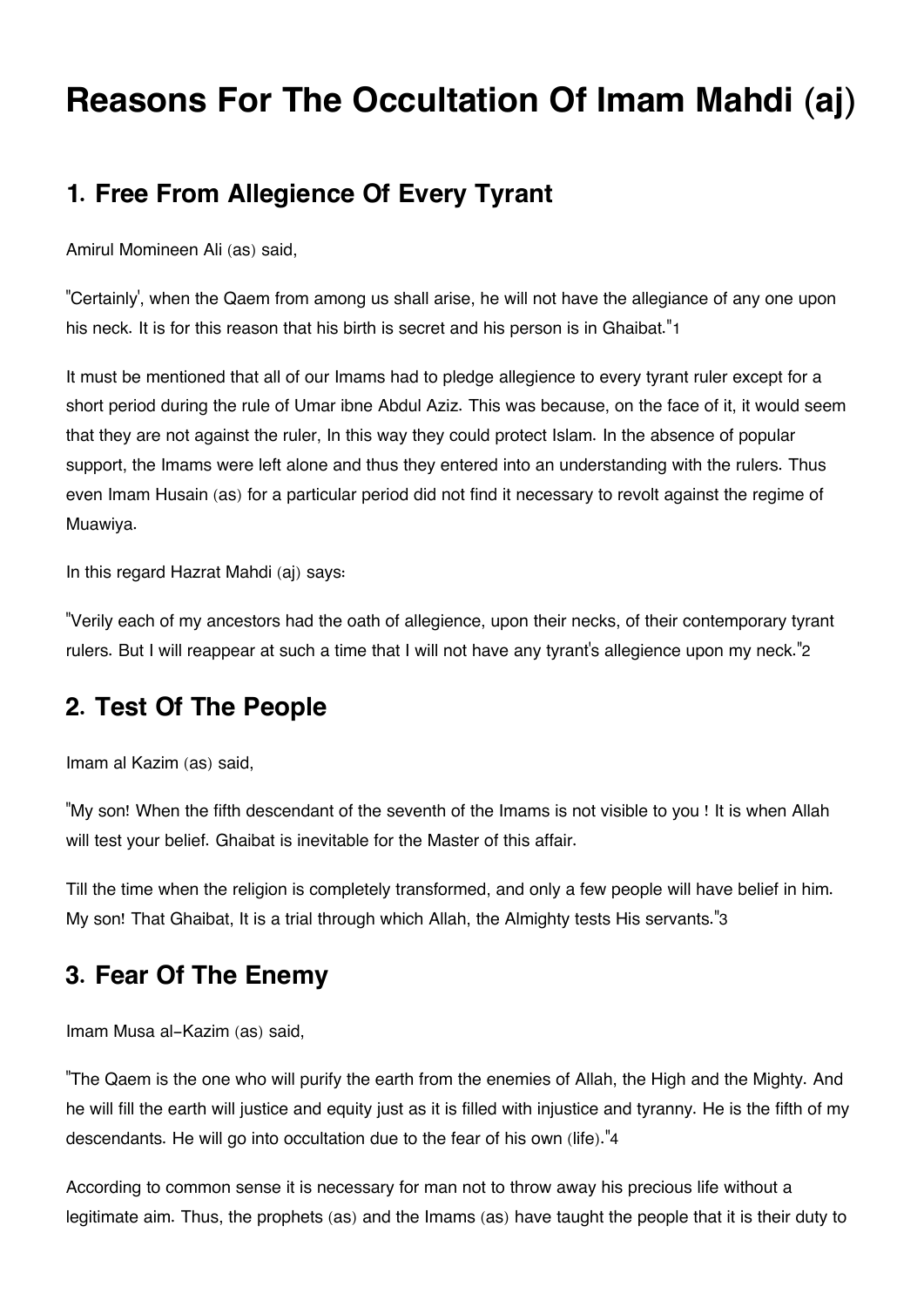# Reasons For The Occultation Of Imam Mahdi (aj)

## 1. Free From Allegience Of Every Tyrant

Amirul Momineen Ali (as) said,

"Certainly', when the Qaem from among us shall arise, he will not have the allegiance of any one upon his neck. It is for this reason that his birth is secret and his person is in Ghaibat."[1]

It must be mentioned that all of our Imams had to pledge allegience to every tyrant ruler except for a short period during the rule of Umar ibne Abdul Aziz. This was because, on the face of it, it would seem that they are not against the ruler, In this way they could protect Islam. In the absence of popular support, the Imams were left alone and thus they entered into an understanding with the rulers. Thus even Imam Husain (as) for a particular period did not find it necessary to revolt against the regime of Muawiya.

In this regard Hazrat Mahdi (aj) says:

"Verily each of my ancestors had the oath of allegience, upon their necks, of their contemporary tyrant rulers. But I will reappear at such a time that I will not have any tyrant's allegience upon my neck."[2]

## 2. Test Of The People

Imam al Kazim (as) said,

"My son! When the fifth descendant of the seventh of the Imams is not visible to you ! It is when Allah will test your belief. Ghaibat is inevitable for the Master of this affair.

Till the time when the religion is completely transformed, and only a few people will have belief in him. My son! That Ghaibat, It is a trial through which Allah, the Almighty tests His servants."[3]

## 3. Fear Of The Enemy

Imam Musa al-Kazim (as) said,

"The Qaem is the one who will purify the earth from the enemies of Allah, the High and the Mighty. And he will fill the earth will justice and equity just as it is filled with injustice and tyranny. He is the fifth of my descendants. He will go into occultation due to the fear of his own (life)."[4]

According to common sense it is necessary for man not to throw away his precious life without a legitimate aim. Thus, the prophets (as) and the Imams (as) have taught the people that it is their duty to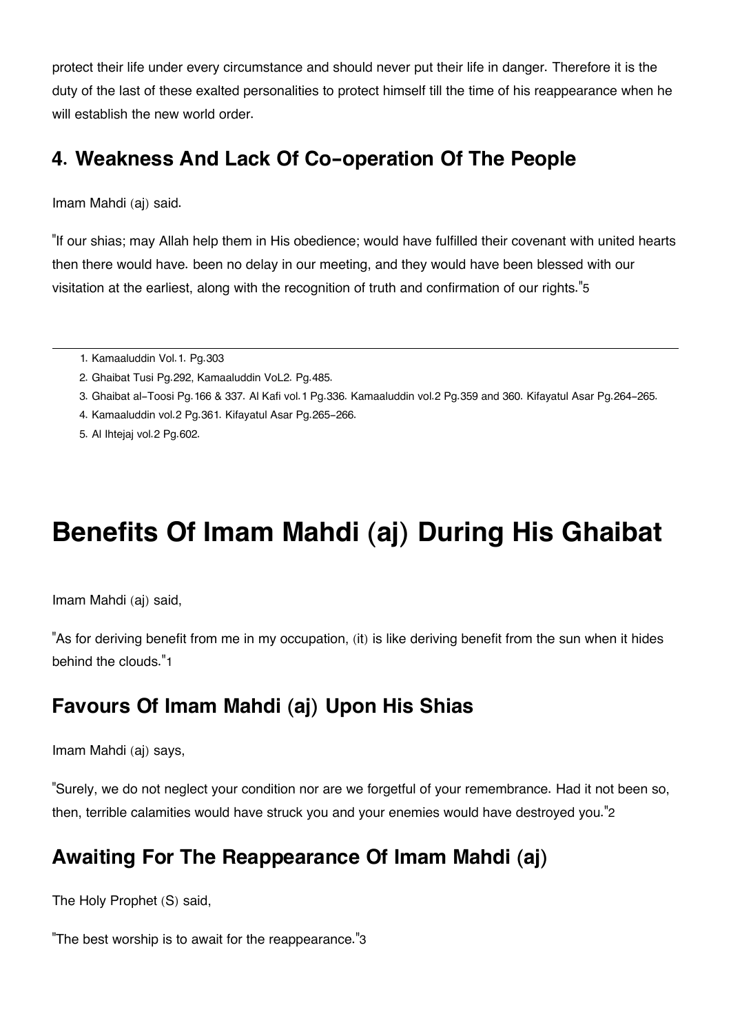protect their life under every circumstance and should never put their life in danger. Therefore it is the duty of the last of these exalted personalities to protect himself till the time of his reappearance when he will establish the new world order.

## 4. Weakness And Lack Of Co-operation Of The People

Imam Mahdi (aj) said.

"If our shias; may Allah help them in His obedience; would have fulfilled their covenant with united hearts then there would have. been no delay in our meeting, and they would have been blessed with our visitation at the earliest, along with the recognition of truth and confirmation of our rights."[5]

---

1. Kamaaluddin Vol.1. Pg.303
2. Ghaibat Tusi Pg.292, Kamaaluddin VoL2. Pg.485.
3. Ghaibat al-Toosi Pg.166 & 337. Al Kafi vol.1 Pg.336. Kamaaluddin vol.2 Pg.359 and 360. Kifayatul Asar Pg.264-265.
4. Kamaaluddin vol.2 Pg.361. Kifayatul Asar Pg.265-266.
5. Al Ihtejaj vol.2 Pg.602.

# Benefits Of Imam Mahdi (aj) During His Ghaibat

Imam Mahdi (aj) said,

"As for deriving benefit from me in my occupation, (it) is like deriving benefit from the sun when it hides behind the clouds."[1]

## Favours Of Imam Mahdi (aj) Upon His Shias

Imam Mahdi (aj) says,

"Surely, we do not neglect your condition nor are we forgetful of your remembrance. Had it not been so, then, terrible calamities would have struck you and your enemies would have destroyed you."[2]

## Awaiting For The Reappearance Of Imam Mahdi (aj)

The Holy Prophet (S) said,

"The best worship is to await for the reappearance."[3]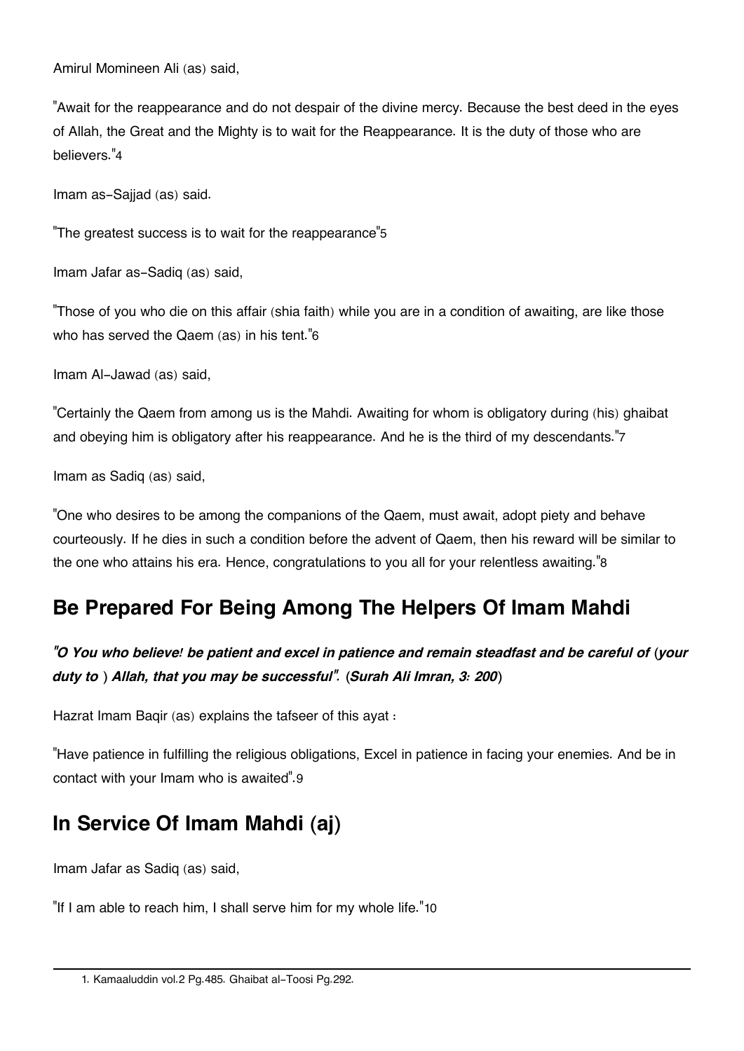Amirul Momineen Ali (as) said,

"Await for the reappearance and do not despair of the divine mercy. Because the best deed in the eyes of Allah, the Great and the Mighty is to wait for the Reappearance. It is the duty of those who are believers."[4]

Imam as-Sajjad (as) said.

"The greatest success is to wait for the reappearance"[5]

Imam Jafar as-Sadiq (as) said,

"Those of you who die on this affair (shia faith) while you are in a condition of awaiting, are like those who has served the Qaem (as) in his tent."[6]

Imam Al-Jawad (as) said,

"Certainly the Qaem from among us is the Mahdi. Awaiting for whom is obligatory during (his) ghaibat and obeying him is obligatory after his reappearance. And he is the third of my descendants."[7]

Imam as Sadiq (as) said,

"One who desires to be among the companions of the Qaem, must await, adopt piety and behave courteously. If he dies in such a condition before the advent of Qaem, then his reward will be similar to the one who attains his era. Hence, congratulations to you all for your relentless awaiting."[8]

## Be Prepared For Being Among The Helpers Of Imam Mahdi

***"O You who believe! be patient and excel in patience and remain steadfast and be careful of (your duty to ) Allah, that you may be successful". (Surah Ali Imran, 3: 200)***

Hazrat Imam Baqir (as) explains the tafseer of this ayat :

"Have patience in fulfilling the religious obligations, Excel in patience in facing your enemies. And be in contact with your Imam who is awaited".[9]

## In Service Of Imam Mahdi (aj)

Imam Jafar as Sadiq (as) said,

"If I am able to reach him, I shall serve him for my whole life."[10]

---

1. Kamaaluddin vol.2 Pg.485. Ghaibat al-Toosi Pg.292.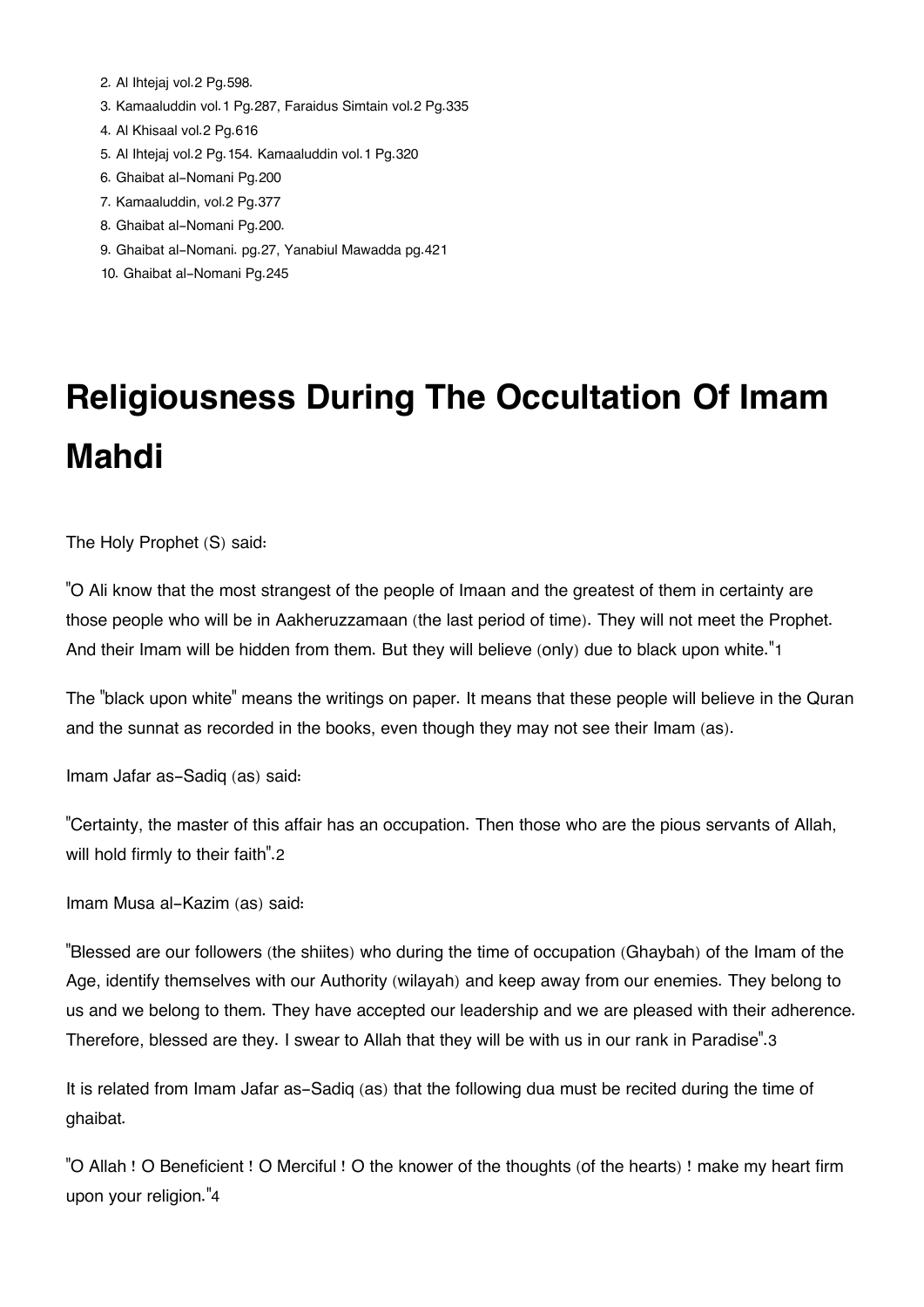2. Al Ihtejaj vol.2 Pg.598.
3. Kamaaluddin vol.1 Pg.287, Faraidus Simtain vol.2 Pg.335
4. Al Khisaal vol.2 Pg.616
5. Al Ihtejaj vol.2 Pg.154. Kamaaluddin vol.1 Pg.320
6. Ghaibat al-Nomani Pg.200
7. Kamaaluddin, vol.2 Pg.377
8. Ghaibat al-Nomani Pg.200.
9. Ghaibat al-Nomani. pg.27, Yanabiul Mawadda pg.421
10. Ghaibat al-Nomani Pg.245

# Religiousness During The Occultation Of Imam Mahdi

The Holy Prophet (S) said:

"O Ali know that the most strangest of the people of Imaan and the greatest of them in certainty are those people who will be in Aakheruzzamaan (the last period of time). They will not meet the Prophet. And their Imam will be hidden from them. But they will believe (only) due to black upon white."[1]

The "black upon white" means the writings on paper. It means that these people will believe in the Quran and the sunnat as recorded in the books, even though they may not see their Imam (as).

Imam Jafar as-Sadiq (as) said:

"Certainty, the master of this affair has an occupation. Then those who are the pious servants of Allah, will hold firmly to their faith".[2]

Imam Musa al-Kazim (as) said:

"Blessed are our followers (the shiites) who during the time of occupation (Ghaybah) of the Imam of the Age, identify themselves with our Authority (wilayah) and keep away from our enemies. They belong to us and we belong to them. They have accepted our leadership and we are pleased with their adherence. Therefore, blessed are they. I swear to Allah that they will be with us in our rank in Paradise".[3]

It is related from Imam Jafar as-Sadiq (as) that the following dua must be recited during the time of ghaibat.

"O Allah ! O Beneficient ! O Merciful ! O the knower of the thoughts (of the hearts) ! make my heart firm upon your religion."[4]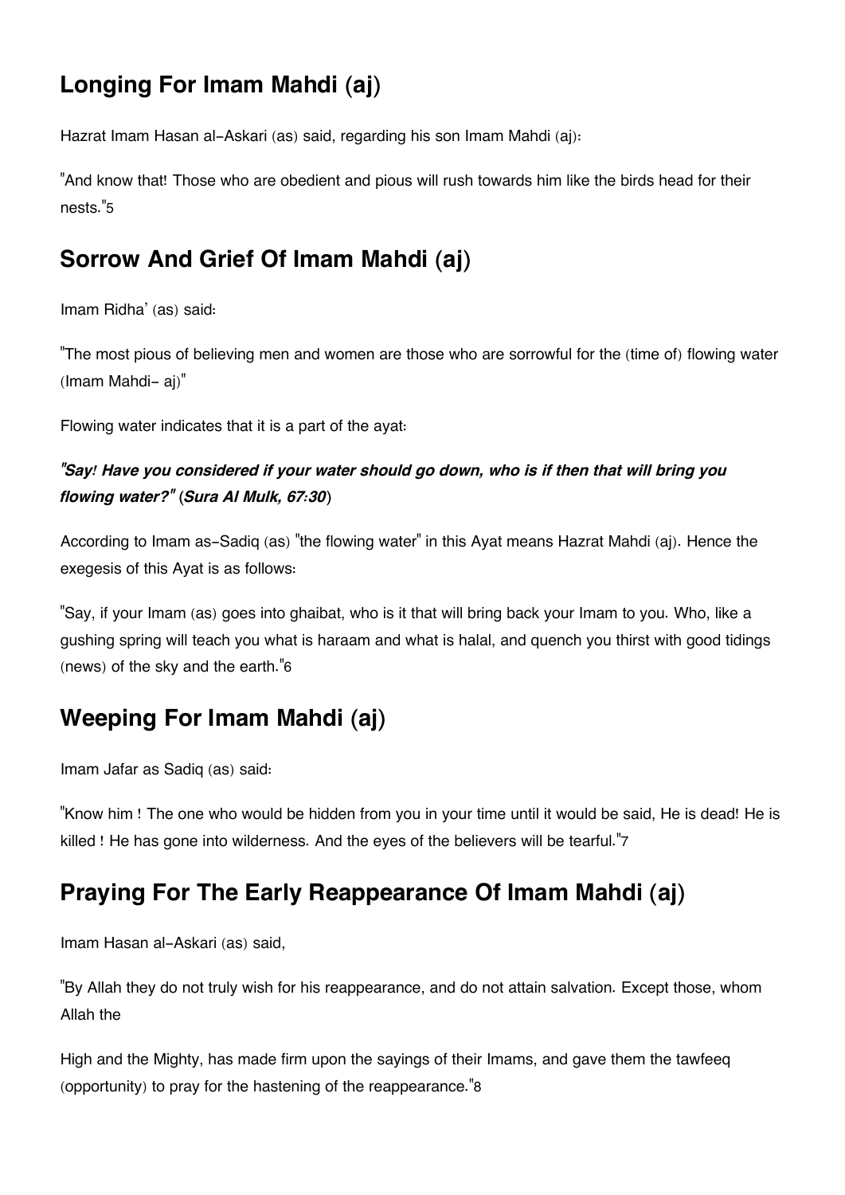## Longing For Imam Mahdi (aj)

Hazrat Imam Hasan al-Askari (as) said, regarding his son Imam Mahdi (aj):

"And know that! Those who are obedient and pious will rush towards him like the birds head for their nests."[5]

## Sorrow And Grief Of Imam Mahdi (aj)

Imam Ridha' (as) said:

"The most pious of believing men and women are those who are sorrowful for the (time of) flowing water (Imam Mahdi- aj)"

Flowing water indicates that it is a part of the ayat:

***"Say! Have you considered if your water should go down, who is if then that will bring you flowing water?" (Sura Al Mulk, 67:30)***

According to Imam as-Sadiq (as) "the flowing water" in this Ayat means Hazrat Mahdi (aj). Hence the exegesis of this Ayat is as follows:

"Say, if your Imam (as) goes into ghaibat, who is it that will bring back your Imam to you. Who, like a gushing spring will teach you what is haraam and what is halal, and quench you thirst with good tidings (news) of the sky and the earth."[6]

## Weeping For Imam Mahdi (aj)

Imam Jafar as Sadiq (as) said:

"Know him ! The one who would be hidden from you in your time until it would be said, He is dead! He is killed ! He has gone into wilderness. And the eyes of the believers will be tearful."[7]

## Praying For The Early Reappearance Of Imam Mahdi (aj)

Imam Hasan al-Askari (as) said,

"By Allah they do not truly wish for his reappearance, and do not attain salvation. Except those, whom Allah the

High and the Mighty, has made firm upon the sayings of their Imams, and gave them the tawfeeq (opportunity) to pray for the hastening of the reappearance."[8]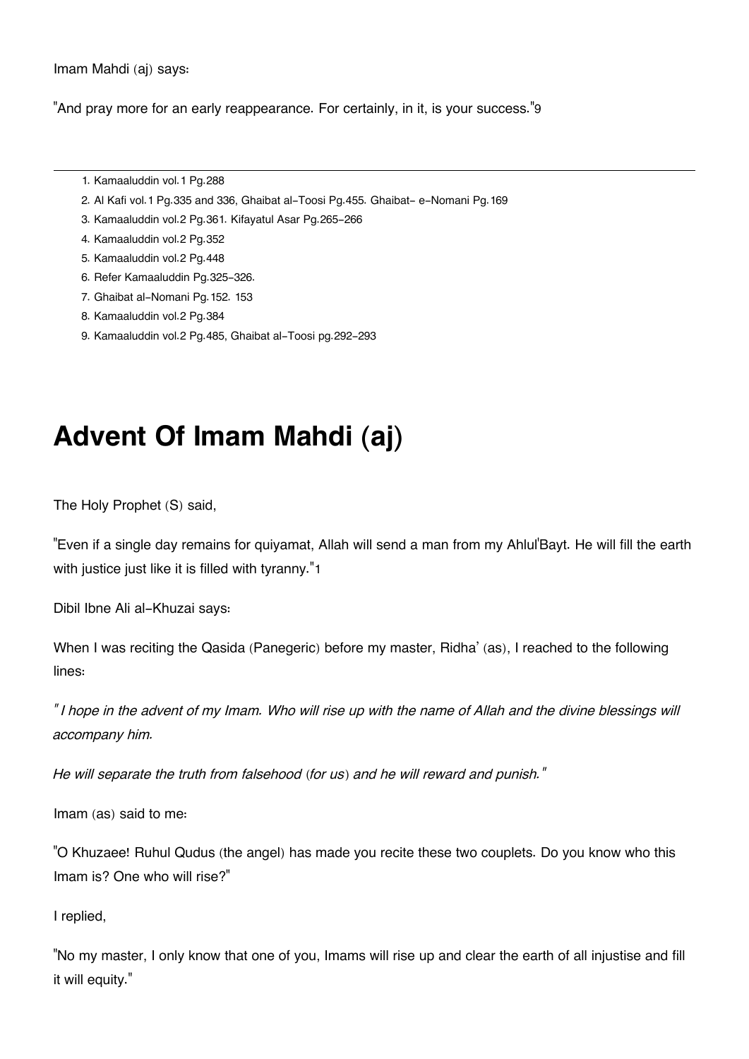Imam Mahdi (aj) says:

"And pray more for an early reappearance. For certainly, in it, is your success."[9]

---

1. Kamaaluddin vol.1 Pg.288
2. Al Kafi vol.1 Pg.335 and 336, Ghaibat al-Toosi Pg.455. Ghaibat- e-Nomani Pg.169
3. Kamaaluddin vol.2 Pg.361. Kifayatul Asar Pg.265-266
4. Kamaaluddin vol.2 Pg.352
5. Kamaaluddin vol.2 Pg.448
6. Refer Kamaaluddin Pg.325-326.
7. Ghaibat al-Nomani Pg.152. 153
8. Kamaaluddin vol.2 Pg.384
9. Kamaaluddin vol.2 Pg.485, Ghaibat al-Toosi pg.292-293

# Advent Of Imam Mahdi (aj)

The Holy Prophet (S) said,

"Even if a single day remains for quiyamat, Allah will send a man from my Ahlul'Bayt. He will fill the earth with justice just like it is filled with tyranny."[1]

Dibil Ibne Ali al-Khuzai says:

When I was reciting the Qasida (Panegeric) before my master, Ridha' (as), I reached to the following lines:

*" I hope in the advent of my Imam. Who will rise up with the name of Allah and the divine blessings will accompany him.*

*He will separate the truth from falsehood (for us) and he will reward and punish."*

Imam (as) said to me:

"O Khuzaee! Ruhul Qudus (the angel) has made you recite these two couplets. Do you know who this Imam is? One who will rise?"

I replied,

"No my master, I only know that one of you, Imams will rise up and clear the earth of all injustise and fill it will equity."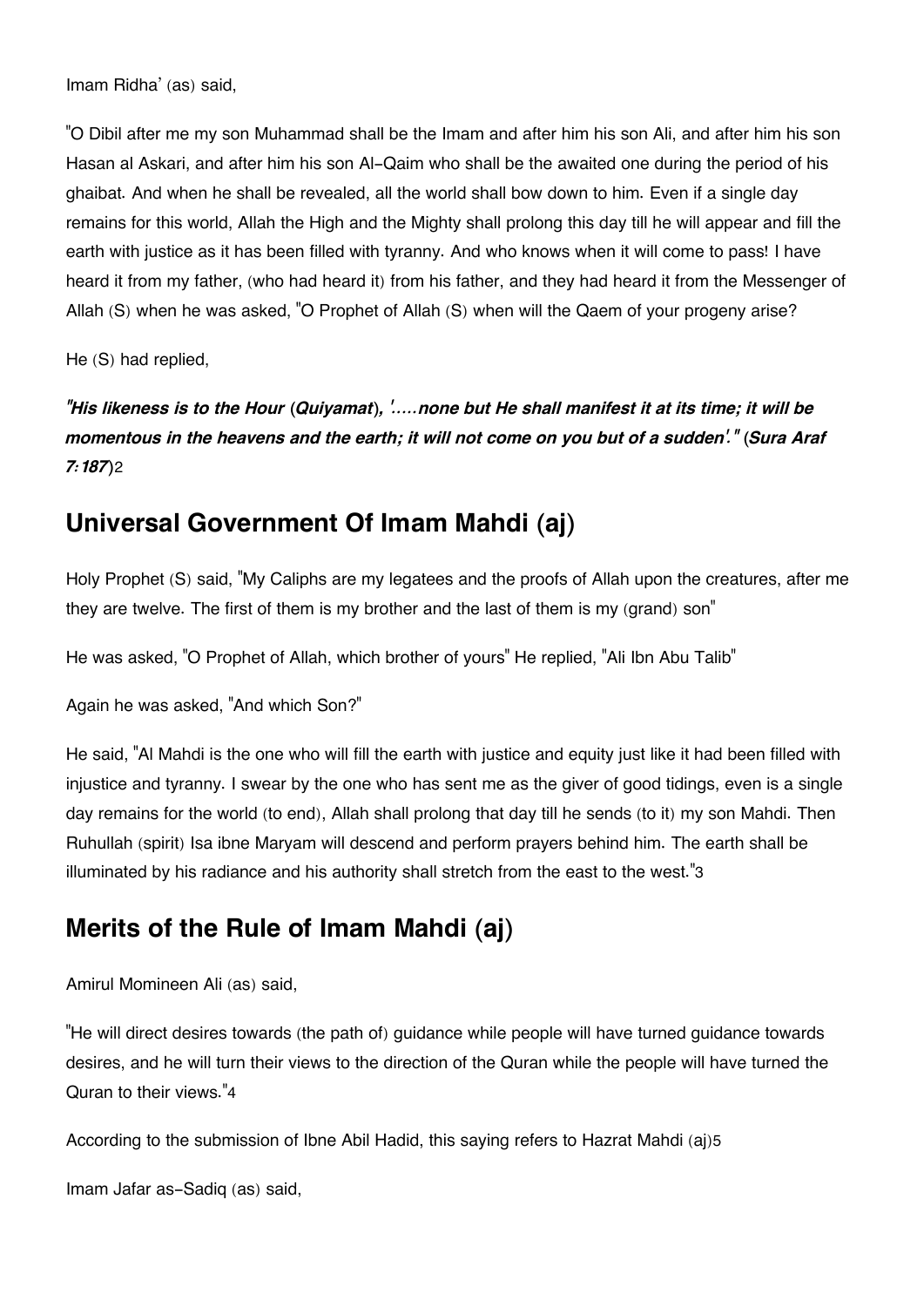Imam Ridha' (as) said,

"O Dibil after me my son Muhammad shall be the Imam and after him his son Ali, and after him his son Hasan al Askari, and after him his son Al-Qaim who shall be the awaited one during the period of his ghaibat. And when he shall be revealed, all the world shall bow down to him. Even if a single day remains for this world, Allah the High and the Mighty shall prolong this day till he will appear and fill the earth with justice as it has been filled with tyranny. And who knows when it will come to pass! I have heard it from my father, (who had heard it) from his father, and they had heard it from the Messenger of Allah (S) when he was asked, "O Prophet of Allah (S) when will the Qaem of your progeny arise?

He (S) had replied,

***"His likeness is to the Hour (Quiyamat), '.....none but He shall manifest it at its time; it will be momentous in the heavens and the earth; it will not come on you but of a sudden'." (Sura Araf 7:187)***[2]

## Universal Government Of Imam Mahdi (aj)

Holy Prophet (S) said, "My Caliphs are my legatees and the proofs of Allah upon the creatures, after me they are twelve. The first of them is my brother and the last of them is my (grand) son"

He was asked, "O Prophet of Allah, which brother of yours" He replied, "Ali Ibn Abu Talib"

Again he was asked, "And which Son?"

He said, "Al Mahdi is the one who will fill the earth with justice and equity just like it had been filled with injustice and tyranny. I swear by the one who has sent me as the giver of good tidings, even is a single day remains for the world (to end), Allah shall prolong that day till he sends (to it) my son Mahdi. Then Ruhullah (spirit) Isa ibne Maryam will descend and perform prayers behind him. The earth shall be illuminated by his radiance and his authority shall stretch from the east to the west."[3]

## Merits of the Rule of Imam Mahdi (aj)

Amirul Momineen Ali (as) said,

"He will direct desires towards (the path of) guidance while people will have turned guidance towards desires, and he will turn their views to the direction of the Quran while the people will have turned the Quran to their views."[4]

According to the submission of Ibne Abil Hadid, this saying refers to Hazrat Mahdi (aj)[5]

Imam Jafar as-Sadiq (as) said,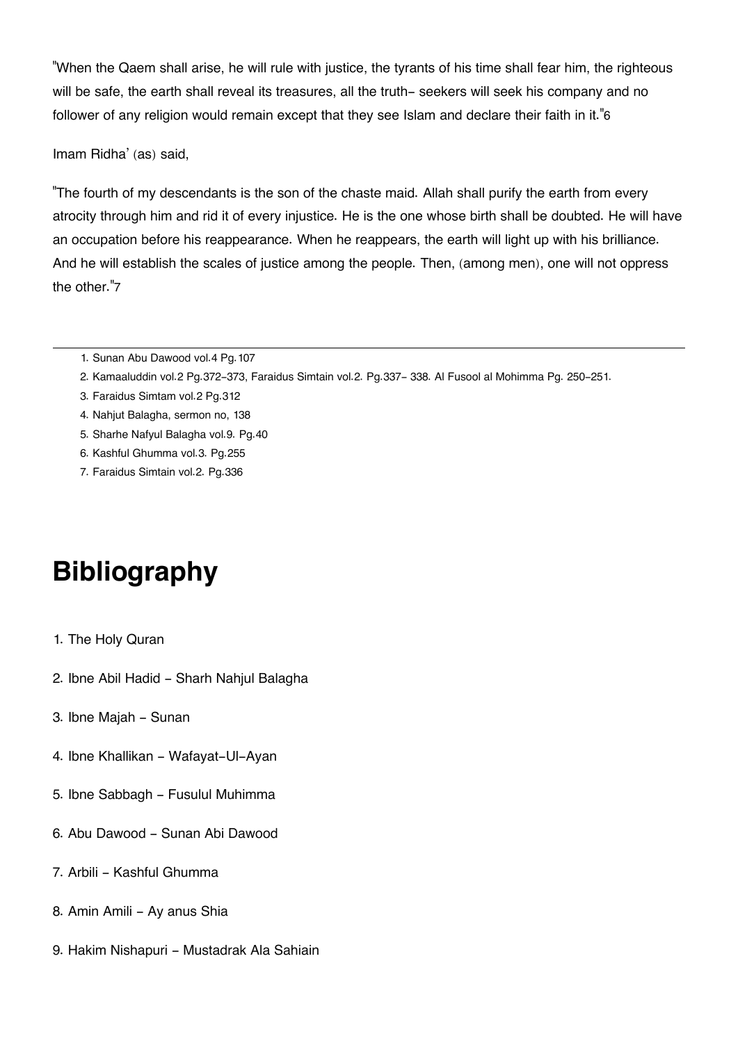"When the Qaem shall arise, he will rule with justice, the tyrants of his time shall fear him, the righteous will be safe, the earth shall reveal its treasures, all the truth- seekers will seek his company and no follower of any religion would remain except that they see Islam and declare their faith in it."[6]

Imam Ridha' (as) said,

"The fourth of my descendants is the son of the chaste maid. Allah shall purify the earth from every atrocity through him and rid it of every injustice. He is the one whose birth shall be doubted. He will have an occupation before his reappearance. When he reappears, the earth will light up with his brilliance. And he will establish the scales of justice among the people. Then, (among men), one will not oppress the other."[7]

---

1. Sunan Abu Dawood vol.4 Pg.107
2. Kamaaluddin vol.2 Pg.372-373, Faraidus Simtain vol.2. Pg.337- 338. Al Fusool al Mohimma Pg. 250-251.
3. Faraidus Simtam vol.2 Pg.312
4. Nahjut Balagha, sermon no, 138
5. Sharhe Nafyul Balagha vol.9. Pg.40
6. Kashful Ghumma vol.3. Pg.255
7. Faraidus Simtain vol.2. Pg.336

# Bibliography

1. The Holy Quran
2. Ibne Abil Hadid - Sharh Nahjul Balagha
3. Ibne Majah - Sunan
4. Ibne Khallikan - Wafayat-Ul-Ayan
5. Ibne Sabbagh - Fusulul Muhimma
6. Abu Dawood - Sunan Abi Dawood
7. Arbili - Kashful Ghumma
8. Amin Amili - Ay anus Shia
9. Hakim Nishapuri - Mustadrak Ala Sahiain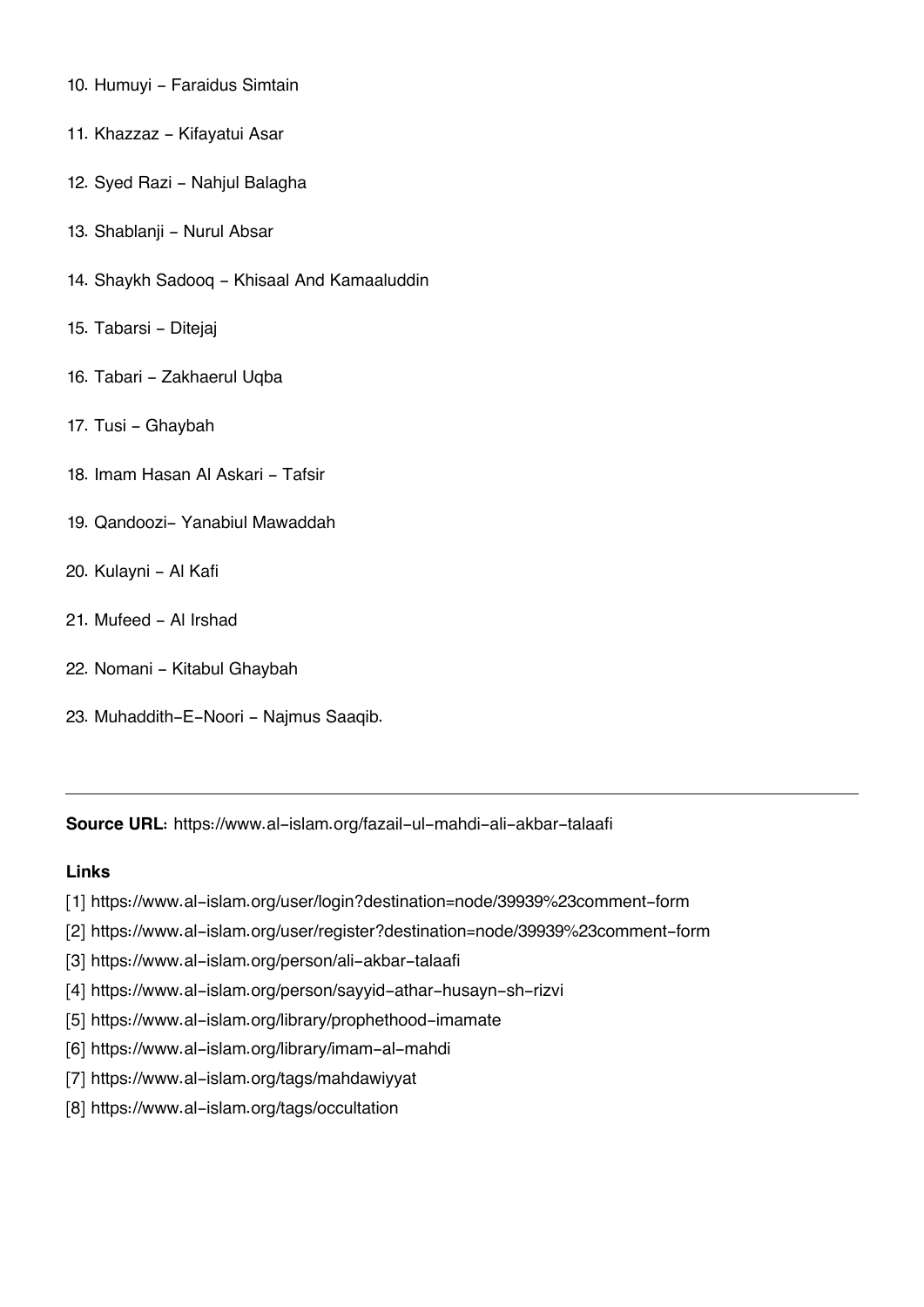10. Humuyi – Faraidus Simtain

11. Khazzaz – Kifayatui Asar

12. Syed Razi – Nahjul Balagha

13. Shablanji – Nurul Absar

14. Shaykh Sadooq – Khisaal And Kamaaluddin

15. Tabarsi – Ditejaj

16. Tabari – Zakhaerul Uqba

17. Tusi – Ghaybah

18. Imam Hasan Al Askari – Tafsir

19. Qandoozi– Yanabiul Mawaddah

20. Kulayni – Al Kafi

21. Mufeed – Al Irshad

22. Nomani – Kitabul Ghaybah

23. Muhaddith-E-Noori – Najmus Saaqib.

---

**Source URL:** https://www.al-islam.org/fazail-ul-mahdi-ali-akbar-talaafi

**Links**

[1] https://www.al-islam.org/user/login?destination=node/39939%23comment-form
[2] https://www.al-islam.org/user/register?destination=node/39939%23comment-form
[3] https://www.al-islam.org/person/ali-akbar-talaafi
[4] https://www.al-islam.org/person/sayyid-athar-husayn-sh-rizvi
[5] https://www.al-islam.org/library/prophethood-imamate
[6] https://www.al-islam.org/library/imam-al-mahdi
[7] https://www.al-islam.org/tags/mahdawiyyat
[8] https://www.al-islam.org/tags/occultation